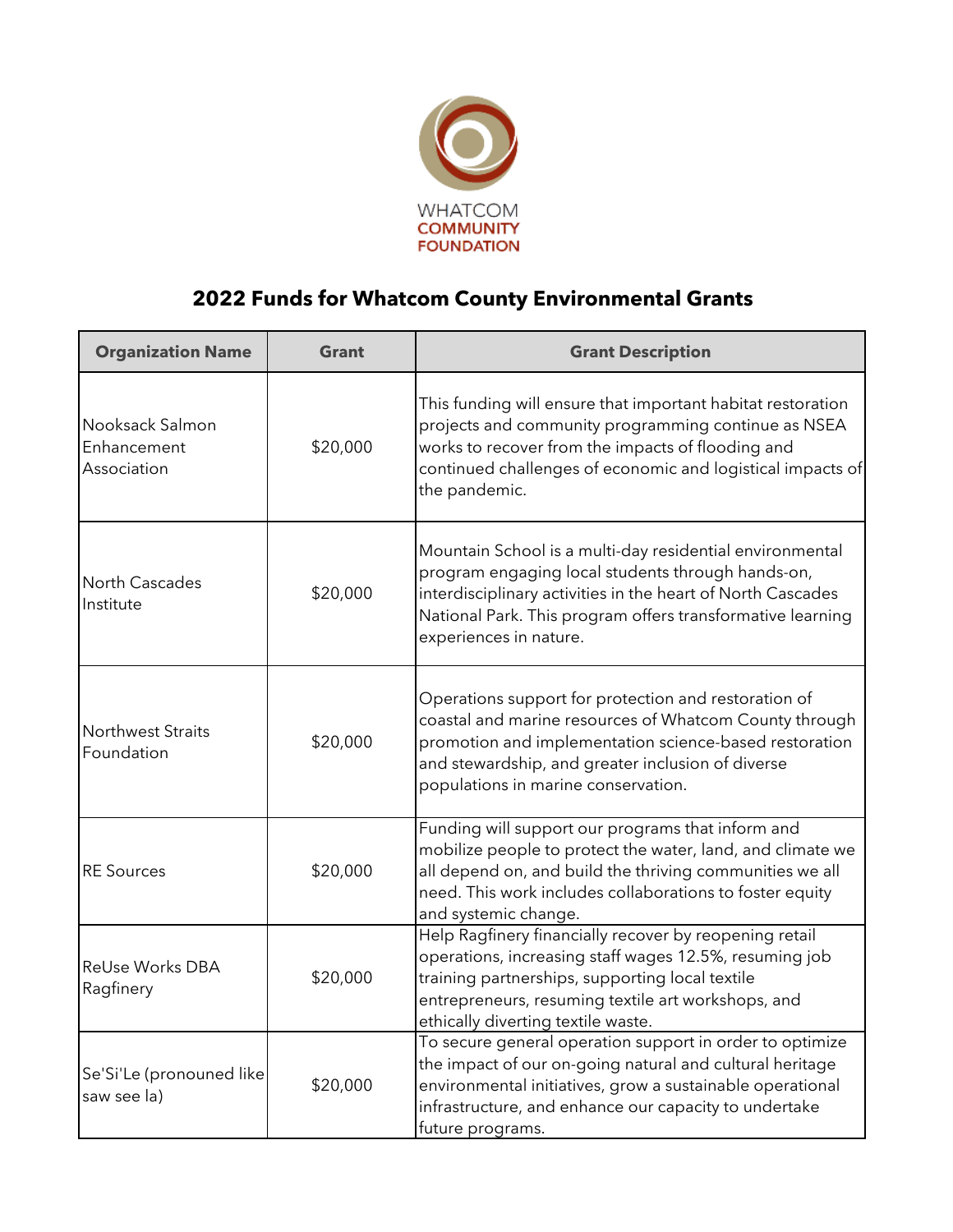WHATCOM COMMUNITY FOUNDATION

# 2022 Funds for Whatcom County Environmental Grants

| Organization Name | Grant | Grant Description |
|---|---|---|
| Nooksack Salmon Enhancement Association | $20,000 | This funding will ensure that important habitat restoration projects and community programming continue as NSEA works to recover from the impacts of flooding and continued challenges of economic and logistical impacts of the pandemic. |
| North Cascades Institute | $20,000 | Mountain School is a multi-day residential environmental program engaging local students through hands-on, interdisciplinary activities in the heart of North Cascades National Park. This program offers transformative learning experiences in nature. |
| Northwest Straits Foundation | $20,000 | Operations support for protection and restoration of coastal and marine resources of Whatcom County through promotion and implementation science-based restoration and stewardship, and greater inclusion of diverse populations in marine conservation. |
| RE Sources | $20,000 | Funding will support our programs that inform and mobilize people to protect the water, land, and climate we all depend on, and build the thriving communities we all need. This work includes collaborations to foster equity and systemic change. |
| ReUse Works DBA Ragfinery | $20,000 | Help Ragfinery financially recover by reopening retail operations, increasing staff wages 12.5%, resuming job training partnerships, supporting local textile entrepreneurs, resuming textile art workshops, and ethically diverting textile waste. |
| Se'Si'Le (pronouned like saw see la) | $20,000 | To secure general operation support in order to optimize the impact of our on-going natural and cultural heritage environmental initiatives, grow a sustainable operational infrastructure, and enhance our capacity to undertake future programs. |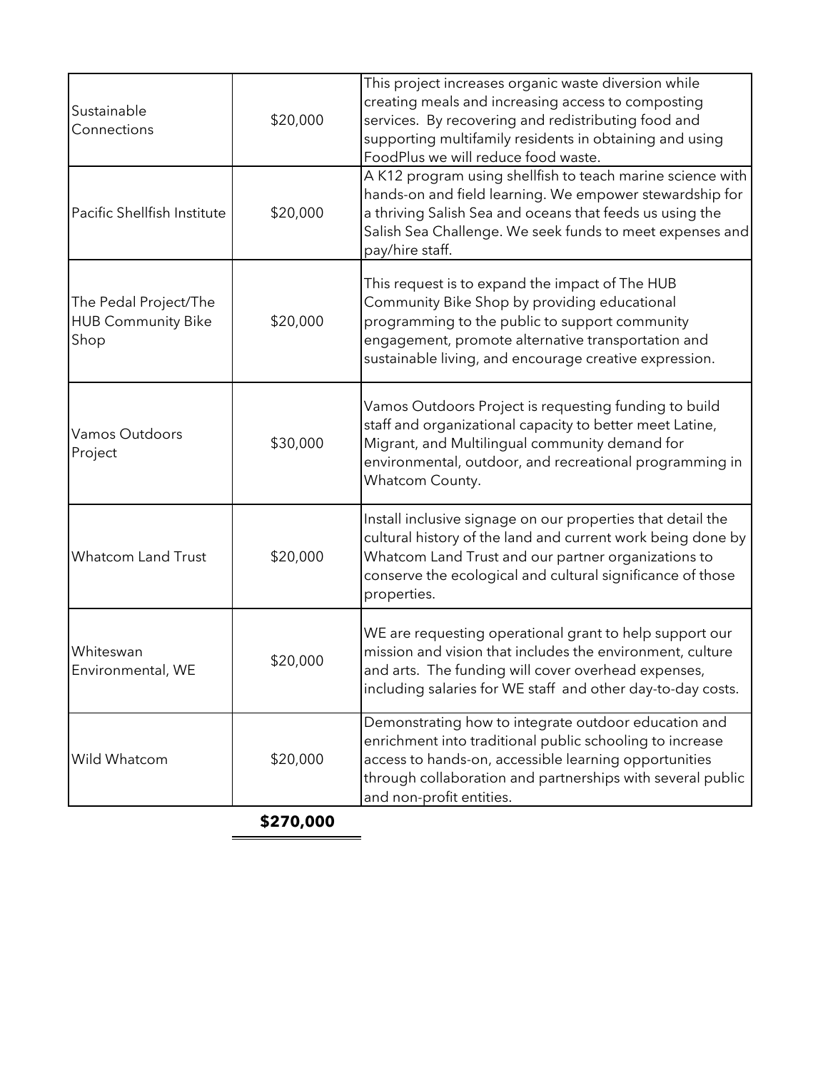| | | |
|---|---|---|
| Sustainable Connections | $20,000 | This project increases organic waste diversion while creating meals and increasing access to composting services. By recovering and redistributing food and supporting multifamily residents in obtaining and using FoodPlus we will reduce food waste. |
| Pacific Shellfish Institute | $20,000 | A K12 program using shellfish to teach marine science with hands-on and field learning. We empower stewardship for a thriving Salish Sea and oceans that feeds us using the Salish Sea Challenge. We seek funds to meet expenses and pay/hire staff. |
| The Pedal Project/The HUB Community Bike Shop | $20,000 | This request is to expand the impact of The HUB Community Bike Shop by providing educational programming to the public to support community engagement, promote alternative transportation and sustainable living, and encourage creative expression. |
| Vamos Outdoors Project | $30,000 | Vamos Outdoors Project is requesting funding to build staff and organizational capacity to better meet Latine, Migrant, and Multilingual community demand for environmental, outdoor, and recreational programming in Whatcom County. |
| Whatcom Land Trust | $20,000 | Install inclusive signage on our properties that detail the cultural history of the land and current work being done by Whatcom Land Trust and our partner organizations to conserve the ecological and cultural significance of those properties. |
| Whiteswan Environmental, WE | $20,000 | WE are requesting operational grant to help support our mission and vision that includes the environment, culture and arts. The funding will cover overhead expenses, including salaries for WE staff and other day-to-day costs. |
| Wild Whatcom | $20,000 | Demonstrating how to integrate outdoor education and enrichment into traditional public schooling to increase access to hands-on, accessible learning opportunities through collaboration and partnerships with several public and non-profit entities. |
| | **$270,000** | |